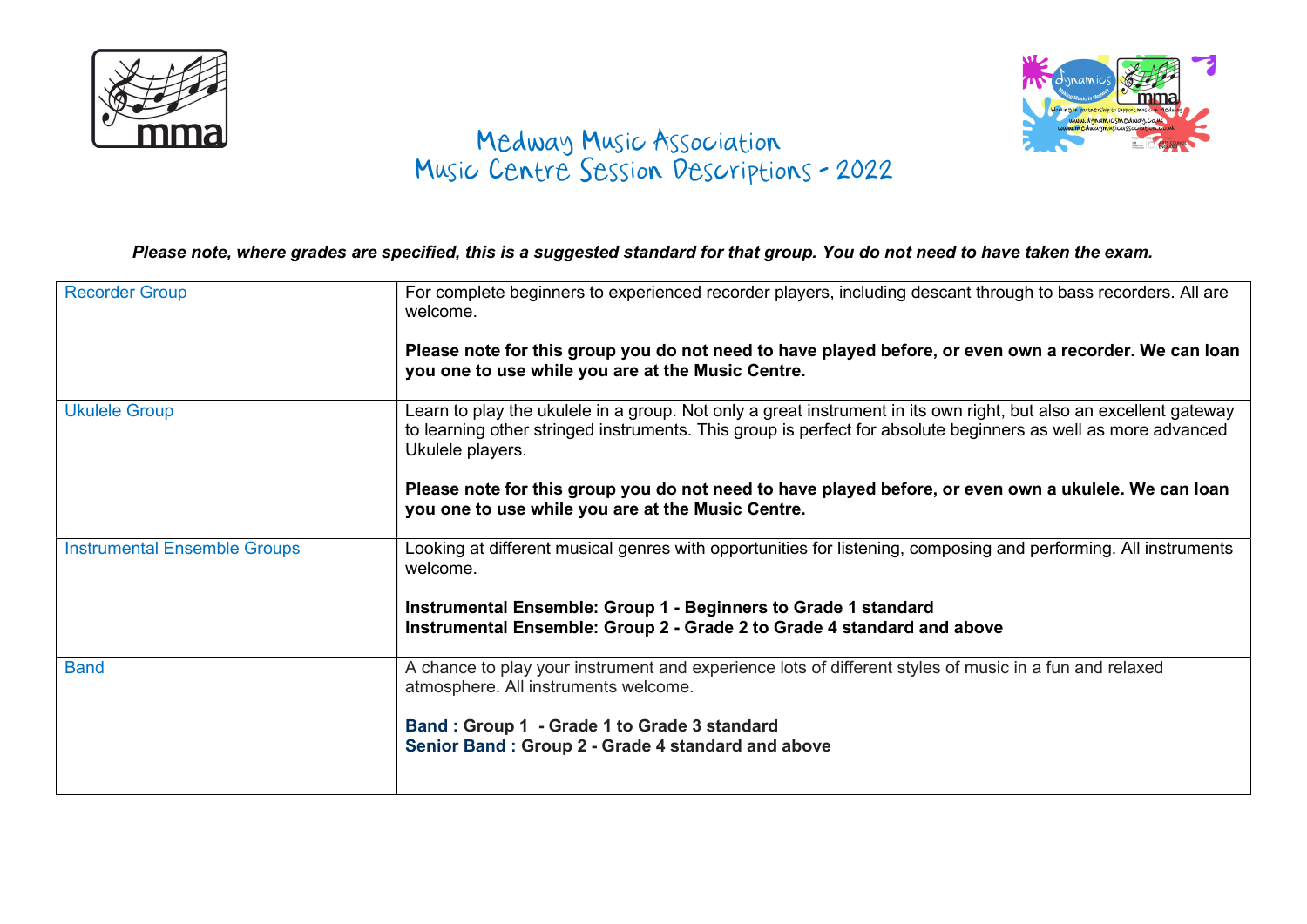# Medway Music Association
# Music Centre Session Descriptions - 2022

***Please note, where grades are specified, this is a suggested standard for that group. You do not need to have taken the exam.***

| | |
|---|---|
| Recorder Group | For complete beginners to experienced recorder players, including descant through to bass recorders. All are welcome.<br><br>**Please note for this group you do not need to have played before, or even own a recorder. We can loan you one to use while you are at the Music Centre.** |
| Ukulele Group | Learn to play the ukulele in a group. Not only a great instrument in its own right, but also an excellent gateway to learning other stringed instruments. This group is perfect for absolute beginners as well as more advanced Ukulele players.<br><br>**Please note for this group you do not need to have played before, or even own a ukulele. We can loan you one to use while you are at the Music Centre.** |
| Instrumental Ensemble Groups | Looking at different musical genres with opportunities for listening, composing and performing. All instruments welcome.<br><br>**Instrumental Ensemble: Group 1 - Beginners to Grade 1 standard**<br>**Instrumental Ensemble: Group 2 - Grade 2 to Grade 4 standard and above** |
| Band | A chance to play your instrument and experience lots of different styles of music in a fun and relaxed atmosphere. All instruments welcome.<br><br>**Band : Group 1 - Grade 1 to Grade 3 standard**<br>**Senior Band : Group 2 - Grade 4 standard and above** |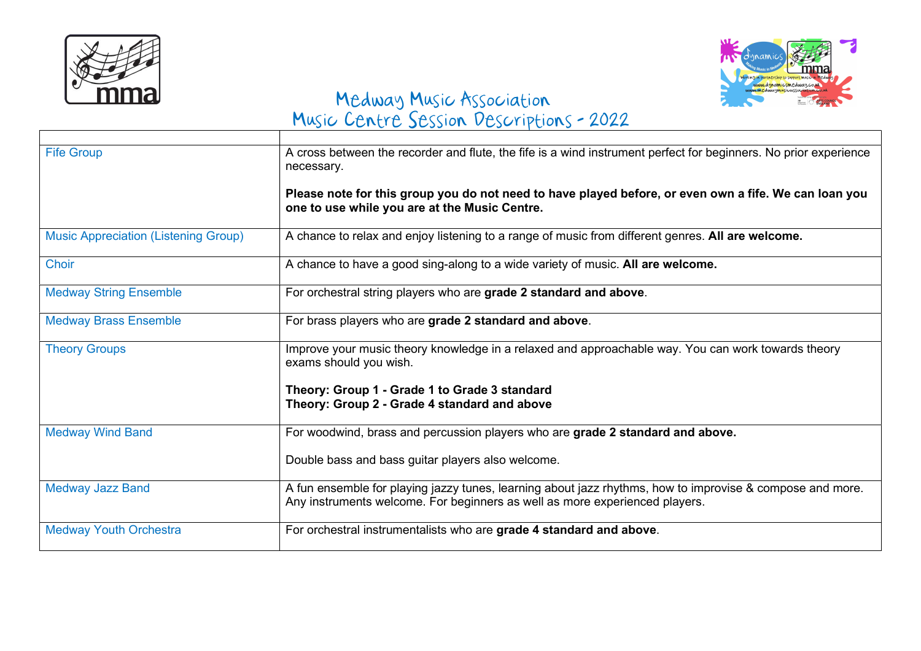# Medway Music Association
## Music Centre Session Descriptions - 2022

| | |
|---|---|
| Fife Group | A cross between the recorder and flute, the fife is a wind instrument perfect for beginners. No prior experience necessary.<br><br>**Please note for this group you do not need to have played before, or even own a fife. We can loan you one to use while you are at the Music Centre.** |
| Music Appreciation (Listening Group) | A chance to relax and enjoy listening to a range of music from different genres. **All are welcome.** |
| Choir | A chance to have a good sing-along to a wide variety of music. **All are welcome.** |
| Medway String Ensemble | For orchestral string players who are **grade 2 standard and above**. |
| Medway Brass Ensemble | For brass players who are **grade 2 standard and above**. |
| Theory Groups | Improve your music theory knowledge in a relaxed and approachable way. You can work towards theory exams should you wish.<br><br>**Theory: Group 1 - Grade 1 to Grade 3 standard**<br>**Theory: Group 2 - Grade 4 standard and above** |
| Medway Wind Band | For woodwind, brass and percussion players who are **grade 2 standard and above.**<br><br>Double bass and bass guitar players also welcome. |
| Medway Jazz Band | A fun ensemble for playing jazzy tunes, learning about jazz rhythms, how to improvise & compose and more. Any instruments welcome. For beginners as well as more experienced players. |
| Medway Youth Orchestra | For orchestral instrumentalists who are **grade 4 standard and above**. |